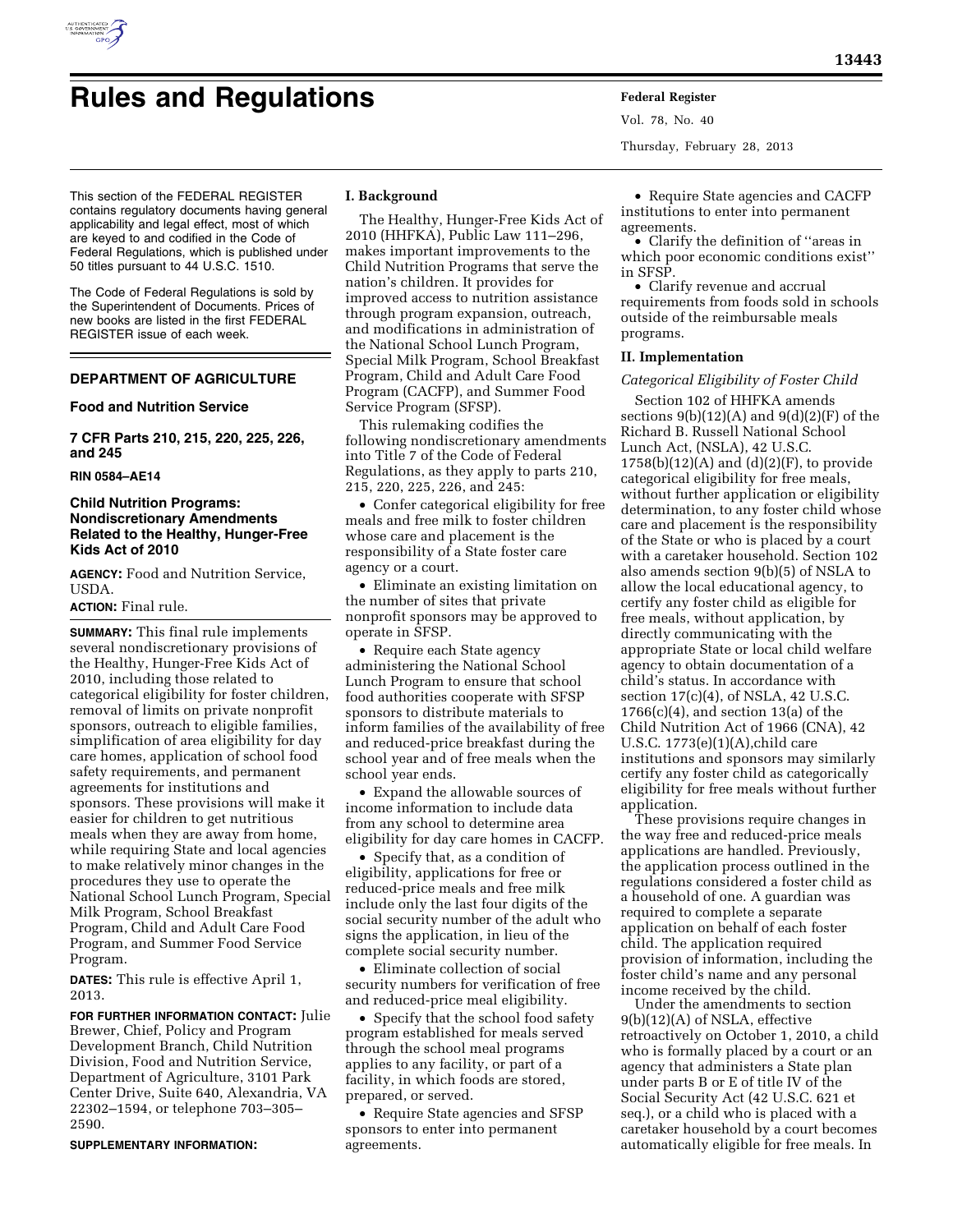# Rules and Regulations

This section of the FEDERAL REGISTER contains regulatory documents having general applicability and legal effect, most of which are keyed to and codified in the Code of Federal Regulations, which is published under 50 titles pursuant to 44 U.S.C. 1510.

The Code of Federal Regulations is sold by the Superintendent of Documents. Prices of new books are listed in the first FEDERAL REGISTER issue of each week.

## DEPARTMENT OF AGRICULTURE

### Food and Nutrition Service

### 7 CFR Parts 210, 215, 220, 225, 226, and 245

**RIN 0584–AE14**

### Child Nutrition Programs: Nondiscretionary Amendments Related to the Healthy, Hunger-Free Kids Act of 2010

**AGENCY:** Food and Nutrition Service, USDA.

**ACTION:** Final rule.

**SUMMARY:** This final rule implements several nondiscretionary provisions of the Healthy, Hunger-Free Kids Act of 2010, including those related to categorical eligibility for foster children, removal of limits on private nonprofit sponsors, outreach to eligible families, simplification of area eligibility for day care homes, application of school food safety requirements, and permanent agreements for institutions and sponsors. These provisions will make it easier for children to get nutritious meals when they are away from home, while requiring State and local agencies to make relatively minor changes in the procedures they use to operate the National School Lunch Program, Special Milk Program, School Breakfast Program, Child and Adult Care Food Program, and Summer Food Service Program.

**DATES:** This rule is effective April 1, 2013.

**FOR FURTHER INFORMATION CONTACT:** Julie Brewer, Chief, Policy and Program Development Branch, Child Nutrition Division, Food and Nutrition Service, Department of Agriculture, 3101 Park Center Drive, Suite 640, Alexandria, VA 22302–1594, or telephone 703–305–2590.

**SUPPLEMENTARY INFORMATION:**

### I. Background

The Healthy, Hunger-Free Kids Act of 2010 (HHFKA), Public Law 111–296, makes important improvements to the Child Nutrition Programs that serve the nation's children. It provides for improved access to nutrition assistance through program expansion, outreach, and modifications in administration of the National School Lunch Program, Special Milk Program, School Breakfast Program, Child and Adult Care Food Program (CACFP), and Summer Food Service Program (SFSP).

This rulemaking codifies the following nondiscretionary amendments into Title 7 of the Code of Federal Regulations, as they apply to parts 210, 215, 220, 225, 226, and 245:

- Confer categorical eligibility for free meals and free milk to foster children whose care and placement is the responsibility of a State foster care agency or a court.
- Eliminate an existing limitation on the number of sites that private nonprofit sponsors may be approved to operate in SFSP.
- Require each State agency administering the National School Lunch Program to ensure that school food authorities cooperate with SFSP sponsors to distribute materials to inform families of the availability of free and reduced-price breakfast during the school year and of free meals when the school year ends.
- Expand the allowable sources of income information to include data from any school to determine area eligibility for day care homes in CACFP.
- Specify that, as a condition of eligibility, applications for free or reduced-price meals and free milk include only the last four digits of the social security number of the adult who signs the application, in lieu of the complete social security number.
- Eliminate collection of social security numbers for verification of free and reduced-price meal eligibility.
- Specify that the school food safety program established for meals served through the school meal programs applies to any facility, or part of a facility, in which foods are stored, prepared, or served.
- Require State agencies and SFSP sponsors to enter into permanent agreements.
- Require State agencies and CACFP institutions to enter into permanent agreements.
- Clarify the definition of ''areas in which poor economic conditions exist'' in SFSP.
- Clarify revenue and accrual requirements from foods sold in schools outside of the reimbursable meals programs.

### II. Implementation

*Categorical Eligibility of Foster Child*

Section 102 of HHFKA amends sections 9(b)(12)(A) and 9(d)(2)(F) of the Richard B. Russell National School Lunch Act, (NSLA), 42 U.S.C. 1758(b)(12)(A) and (d)(2)(F), to provide categorical eligibility for free meals, without further application or eligibility determination, to any foster child whose care and placement is the responsibility of the State or who is placed by a court with a caretaker household. Section 102 also amends section 9(b)(5) of NSLA to allow the local educational agency, to certify any foster child as eligible for free meals, without application, by directly communicating with the appropriate State or local child welfare agency to obtain documentation of a child's status. In accordance with section 17(c)(4), of NSLA, 42 U.S.C. 1766(c)(4), and section 13(a) of the Child Nutrition Act of 1966 (CNA), 42 U.S.C. 1773(e)(1)(A),child care institutions and sponsors may similarly certify any foster child as categorically eligibility for free meals without further application.

These provisions require changes in the way free and reduced-price meals applications are handled. Previously, the application process outlined in the regulations considered a foster child as a household of one. A guardian was required to complete a separate application on behalf of each foster child. The application required provision of information, including the foster child's name and any personal income received by the child.

Under the amendments to section 9(b)(12)(A) of NSLA, effective retroactively on October 1, 2010, a child who is formally placed by a court or an agency that administers a State plan under parts B or E of title IV of the Social Security Act (42 U.S.C. 621 et seq.), or a child who is placed with a caretaker household by a court becomes automatically eligible for free meals. In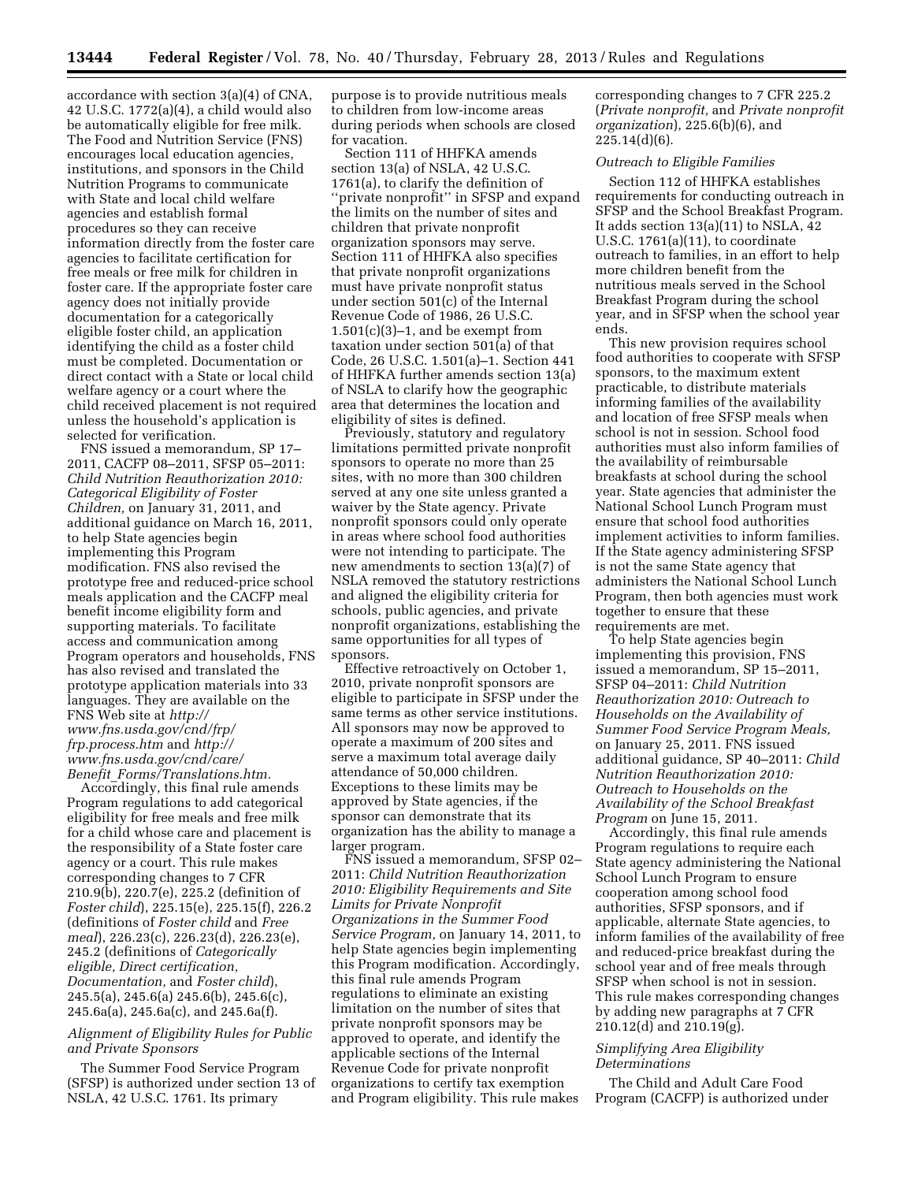accordance with section 3(a)(4) of CNA, 42 U.S.C. 1772(a)(4), a child would also be automatically eligible for free milk. The Food and Nutrition Service (FNS) encourages local education agencies, institutions, and sponsors in the Child Nutrition Programs to communicate with State and local child welfare agencies and establish formal procedures so they can receive information directly from the foster care agencies to facilitate certification for free meals or free milk for children in foster care. If the appropriate foster care agency does not initially provide documentation for a categorically eligible foster child, an application identifying the child as a foster child must be completed. Documentation or direct contact with a State or local child welfare agency or a court where the child received placement is not required unless the household's application is selected for verification.

FNS issued a memorandum, SP 17–2011, CACFP 08–2011, SFSP 05–2011: *Child Nutrition Reauthorization 2010: Categorical Eligibility of Foster Children,* on January 31, 2011, and additional guidance on March 16, 2011, to help State agencies begin implementing this Program modification. FNS also revised the prototype free and reduced-price school meals application and the CACFP meal benefit income eligibility form and supporting materials. To facilitate access and communication among Program operators and households, FNS has also revised and translated the prototype application materials into 33 languages. They are available on the FNS Web site at *http://www.fns.usda.gov/cnd/frp/frp.process.htm* and *http://www.fns.usda.gov/cnd/care/Benefit_Forms/Translations.htm.*

Accordingly, this final rule amends Program regulations to add categorical eligibility for free meals and free milk for a child whose care and placement is the responsibility of a State foster care agency or a court. This rule makes corresponding changes to 7 CFR 210.9(b), 220.7(e), 225.2 (definition of *Foster child*), 225.15(e), 225.15(f), 226.2 (definitions of *Foster child* and *Free meal*), 226.23(c), 226.23(d), 226.23(e), 245.2 (definitions of *Categorically eligible, Direct certification, Documentation,* and *Foster child*), 245.5(a), 245.6(a) 245.6(b), 245.6(c), 245.6a(a), 245.6a(c), and 245.6a(f).

### *Alignment of Eligibility Rules for Public and Private Sponsors*

The Summer Food Service Program (SFSP) is authorized under section 13 of NSLA, 42 U.S.C. 1761. Its primary purpose is to provide nutritious meals to children from low-income areas during periods when schools are closed for vacation.

Section 111 of HHFKA amends section 13(a) of NSLA, 42 U.S.C. 1761(a), to clarify the definition of ''private nonprofit'' in SFSP and expand the limits on the number of sites and children that private nonprofit organization sponsors may serve. Section 111 of HHFKA also specifies that private nonprofit organizations must have private nonprofit status under section 501(c) of the Internal Revenue Code of 1986, 26 U.S.C. 1.501(c)(3)–1, and be exempt from taxation under section 501(a) of that Code, 26 U.S.C. 1.501(a)–1. Section 441 of HHFKA further amends section 13(a) of NSLA to clarify how the geographic area that determines the location and eligibility of sites is defined.

Previously, statutory and regulatory limitations permitted private nonprofit sponsors to operate no more than 25 sites, with no more than 300 children served at any one site unless granted a waiver by the State agency. Private nonprofit sponsors could only operate in areas where school food authorities were not intending to participate. The new amendments to section 13(a)(7) of NSLA removed the statutory restrictions and aligned the eligibility criteria for schools, public agencies, and private nonprofit organizations, establishing the same opportunities for all types of sponsors.

Effective retroactively on October 1, 2010, private nonprofit sponsors are eligible to participate in SFSP under the same terms as other service institutions. All sponsors may now be approved to operate a maximum of 200 sites and serve a maximum total average daily attendance of 50,000 children. Exceptions to these limits may be approved by State agencies, if the sponsor can demonstrate that its organization has the ability to manage a larger program.

FNS issued a memorandum, SFSP 02–2011: *Child Nutrition Reauthorization 2010: Eligibility Requirements and Site Limits for Private Nonprofit Organizations in the Summer Food Service Program,* on January 14, 2011, to help State agencies begin implementing this Program modification. Accordingly, this final rule amends Program regulations to eliminate an existing limitation on the number of sites that private nonprofit sponsors may be approved to operate, and identify the applicable sections of the Internal Revenue Code for private nonprofit organizations to certify tax exemption and Program eligibility. This rule makes corresponding changes to 7 CFR 225.2 (*Private nonprofit,* and *Private nonprofit organization*), 225.6(b)(6), and 225.14(d)(6).

### *Outreach to Eligible Families*

Section 112 of HHFKA establishes requirements for conducting outreach in SFSP and the School Breakfast Program. It adds section 13(a)(11) to NSLA, 42 U.S.C. 1761(a)(11), to coordinate outreach to families, in an effort to help more children benefit from the nutritious meals served in the School Breakfast Program during the school year, and in SFSP when the school year ends.

This new provision requires school food authorities to cooperate with SFSP sponsors, to the maximum extent practicable, to distribute materials informing families of the availability and location of free SFSP meals when school is not in session. School food authorities must also inform families of the availability of reimbursable breakfasts at school during the school year. State agencies that administer the National School Lunch Program must ensure that school food authorities implement activities to inform families. If the State agency administering SFSP is not the same State agency that administers the National School Lunch Program, then both agencies must work together to ensure that these requirements are met.

To help State agencies begin implementing this provision, FNS issued a memorandum, SP 15–2011, SFSP 04–2011: *Child Nutrition Reauthorization 2010: Outreach to Households on the Availability of Summer Food Service Program Meals,* on January 25, 2011. FNS issued additional guidance, SP 40–2011: *Child Nutrition Reauthorization 2010: Outreach to Households on the Availability of the School Breakfast Program* on June 15, 2011.

Accordingly, this final rule amends Program regulations to require each State agency administering the National School Lunch Program to ensure cooperation among school food authorities, SFSP sponsors, and if applicable, alternate State agencies, to inform families of the availability of free and reduced-price breakfast during the school year and of free meals through SFSP when school is not in session. This rule makes corresponding changes by adding new paragraphs at 7 CFR 210.12(d) and 210.19(g).

### *Simplifying Area Eligibility Determinations*

The Child and Adult Care Food Program (CACFP) is authorized under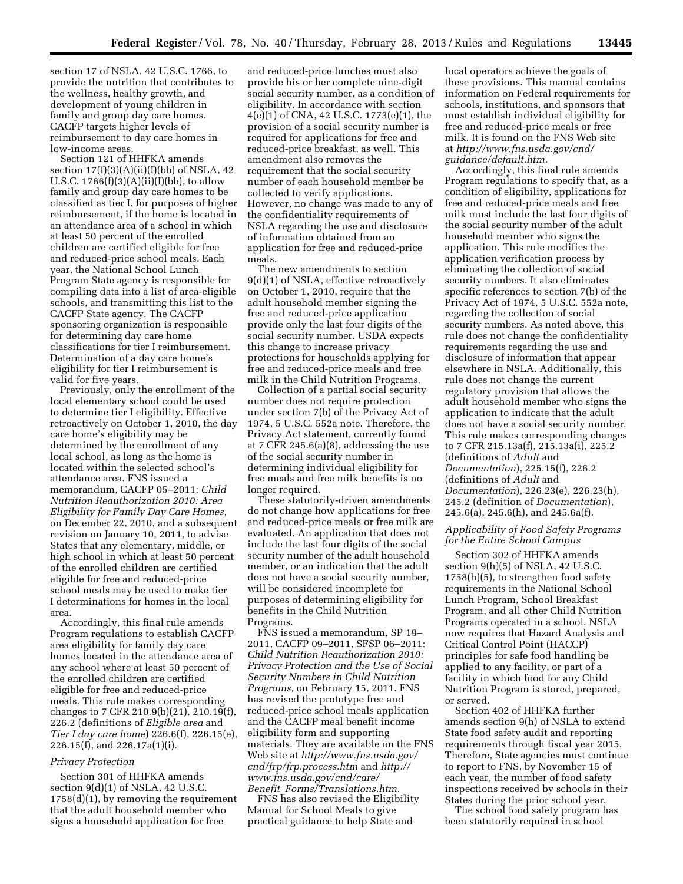section 17 of NSLA, 42 U.S.C. 1766, to provide the nutrition that contributes to the wellness, healthy growth, and development of young children in family and group day care homes. CACFP targets higher levels of reimbursement to day care homes in low-income areas.

Section 121 of HHFKA amends section 17(f)(3)(A)(ii)(I)(bb) of NSLA, 42 U.S.C. 1766(f)(3)(A)(ii)(I)(bb), to allow family and group day care homes to be classified as tier I, for purposes of higher reimbursement, if the home is located in an attendance area of a school in which at least 50 percent of the enrolled children are certified eligible for free and reduced-price school meals. Each year, the National School Lunch Program State agency is responsible for compiling data into a list of area-eligible schools, and transmitting this list to the CACFP State agency. The CACFP sponsoring organization is responsible for determining day care home classifications for tier I reimbursement. Determination of a day care home's eligibility for tier I reimbursement is valid for five years.

Previously, only the enrollment of the local elementary school could be used to determine tier I eligibility. Effective retroactively on October 1, 2010, the day care home's eligibility may be determined by the enrollment of any local school, as long as the home is located within the selected school's attendance area. FNS issued a memorandum, CACFP 05–2011: *Child Nutrition Reauthorization 2010: Area Eligibility for Family Day Care Homes,* on December 22, 2010, and a subsequent revision on January 10, 2011, to advise States that any elementary, middle, or high school in which at least 50 percent of the enrolled children are certified eligible for free and reduced-price school meals may be used to make tier I determinations for homes in the local area.

Accordingly, this final rule amends Program regulations to establish CACFP area eligibility for family day care homes located in the attendance area of any school where at least 50 percent of the enrolled children are certified eligible for free and reduced-price meals. This rule makes corresponding changes to 7 CFR 210.9(b)(21), 210.19(f), 226.2 (definitions of *Eligible area* and *Tier I day care home*) 226.6(f), 226.15(e), 226.15(f), and 226.17a(1)(i).

*Privacy Protection*

Section 301 of HHFKA amends section 9(d)(1) of NSLA, 42 U.S.C. 1758(d)(1), by removing the requirement that the adult household member who signs a household application for free and reduced-price lunches must also provide his or her complete nine-digit social security number, as a condition of eligibility. In accordance with section 4(e)(1) of CNA, 42 U.S.C. 1773(e)(1), the provision of a social security number is required for applications for free and reduced-price breakfast, as well. This amendment also removes the requirement that the social security number of each household member be collected to verify applications. However, no change was made to any of the confidentiality requirements of NSLA regarding the use and disclosure of information obtained from an application for free and reduced-price meals.

The new amendments to section 9(d)(1) of NSLA, effective retroactively on October 1, 2010, require that the adult household member signing the free and reduced-price application provide only the last four digits of the social security number. USDA expects this change to increase privacy protections for households applying for free and reduced-price meals and free milk in the Child Nutrition Programs.

Collection of a partial social security number does not require protection under section 7(b) of the Privacy Act of 1974, 5 U.S.C. 552a note. Therefore, the Privacy Act statement, currently found at 7 CFR 245.6(a)(8), addressing the use of the social security number in determining individual eligibility for free meals and free milk benefits is no longer required.

These statutorily-driven amendments do not change how applications for free and reduced-price meals or free milk are evaluated. An application that does not include the last four digits of the social security number of the adult household member, or an indication that the adult does not have a social security number, will be considered incomplete for purposes of determining eligibility for benefits in the Child Nutrition Programs.

FNS issued a memorandum, SP 19–2011, CACFP 09–2011, SFSP 06–2011: *Child Nutrition Reauthorization 2010: Privacy Protection and the Use of Social Security Numbers in Child Nutrition Programs,* on February 15, 2011. FNS has revised the prototype free and reduced-price school meals application and the CACFP meal benefit income eligibility form and supporting materials. They are available on the FNS Web site at *http://www.fns.usda.gov/cnd/frp/frp.process.htm* and *http://www.fns.usda.gov/cnd/care/Benefit_Forms/Translations.htm.*

FNS has also revised the Eligibility Manual for School Meals to give practical guidance to help State and local operators achieve the goals of these provisions. This manual contains information on Federal requirements for schools, institutions, and sponsors that must establish individual eligibility for free and reduced-price meals or free milk. It is found on the FNS Web site at *http://www.fns.usda.gov/cnd/guidance/default.htm.*

Accordingly, this final rule amends Program regulations to specify that, as a condition of eligibility, applications for free and reduced-price meals and free milk must include the last four digits of the social security number of the adult household member who signs the application. This rule modifies the application verification process by eliminating the collection of social security numbers. It also eliminates specific references to section 7(b) of the Privacy Act of 1974, 5 U.S.C. 552a note, regarding the collection of social security numbers. As noted above, this rule does not change the confidentiality requirements regarding the use and disclosure of information that appear elsewhere in NSLA. Additionally, this rule does not change the current regulatory provision that allows the adult household member who signs the application to indicate that the adult does not have a social security number. This rule makes corresponding changes to 7 CFR 215.13a(f), 215.13a(i), 225.2 (definitions of *Adult* and *Documentation*), 225.15(f), 226.2 (definitions of *Adult* and *Documentation*), 226.23(e), 226.23(h), 245.2 (definition of *Documentation*), 245.6(a), 245.6(h), and 245.6a(f).

*Applicability of Food Safety Programs for the Entire School Campus*

Section 302 of HHFKA amends section 9(h)(5) of NSLA, 42 U.S.C. 1758(h)(5), to strengthen food safety requirements in the National School Lunch Program, School Breakfast Program, and all other Child Nutrition Programs operated in a school. NSLA now requires that Hazard Analysis and Critical Control Point (HACCP) principles for safe food handling be applied to any facility, or part of a facility in which food for any Child Nutrition Program is stored, prepared, or served.

Section 402 of HHFKA further amends section 9(h) of NSLA to extend State food safety audit and reporting requirements through fiscal year 2015. Therefore, State agencies must continue to report to FNS, by November 15 of each year, the number of food safety inspections received by schools in their States during the prior school year.

The school food safety program has been statutorily required in school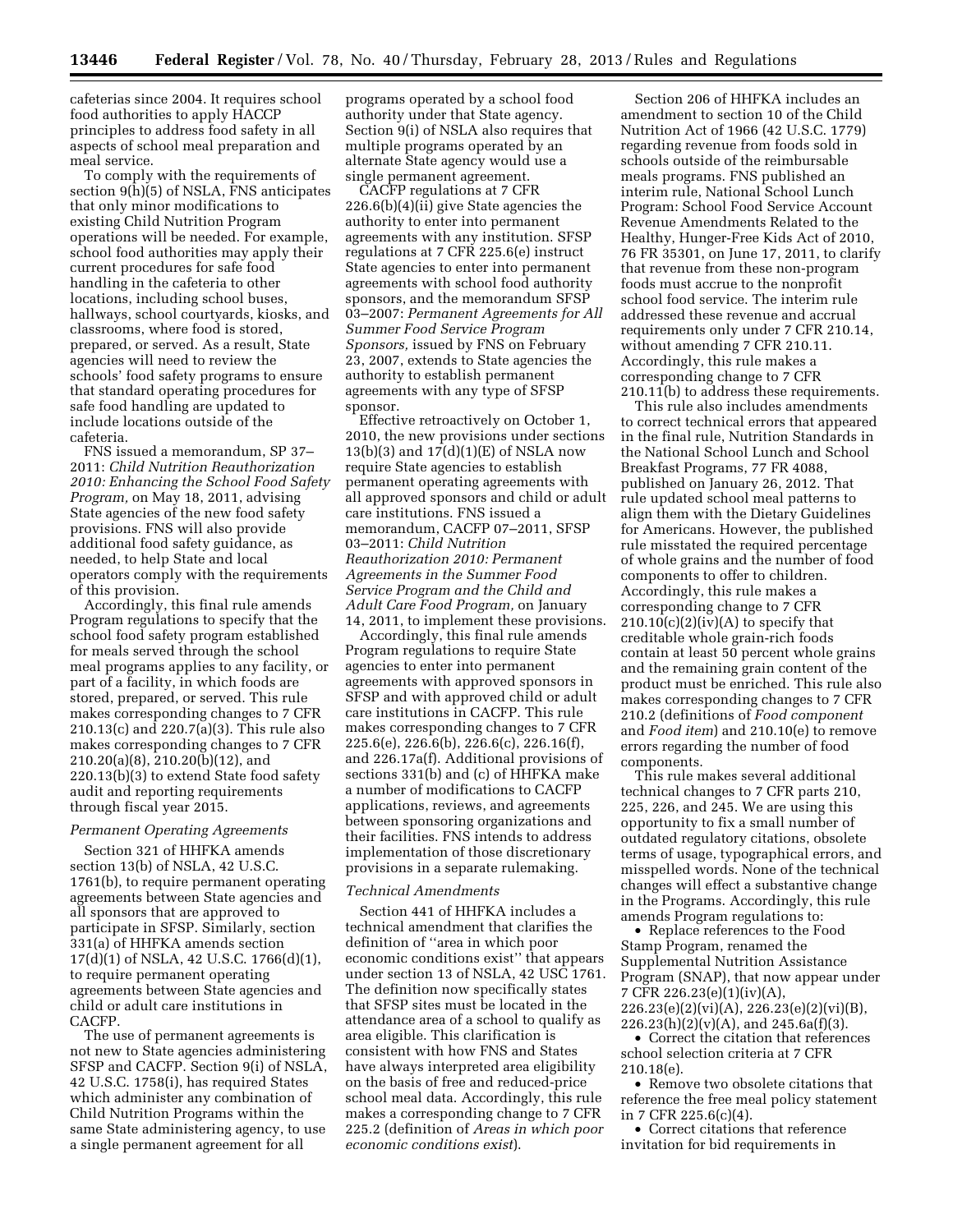cafeterias since 2004. It requires school food authorities to apply HACCP principles to address food safety in all aspects of school meal preparation and meal service.

To comply with the requirements of section 9(h)(5) of NSLA, FNS anticipates that only minor modifications to existing Child Nutrition Program operations will be needed. For example, school food authorities may apply their current procedures for safe food handling in the cafeteria to other locations, including school buses, hallways, school courtyards, kiosks, and classrooms, where food is stored, prepared, or served. As a result, State agencies will need to review the schools' food safety programs to ensure that standard operating procedures for safe food handling are updated to include locations outside of the cafeteria.

FNS issued a memorandum, SP 37–2011: *Child Nutrition Reauthorization 2010: Enhancing the School Food Safety Program,* on May 18, 2011, advising State agencies of the new food safety provisions. FNS will also provide additional food safety guidance, as needed, to help State and local operators comply with the requirements of this provision.

Accordingly, this final rule amends Program regulations to specify that the school food safety program established for meals served through the school meal programs applies to any facility, or part of a facility, in which foods are stored, prepared, or served. This rule makes corresponding changes to 7 CFR 210.13(c) and 220.7(a)(3). This rule also makes corresponding changes to 7 CFR 210.20(a)(8), 210.20(b)(12), and 220.13(b)(3) to extend State food safety audit and reporting requirements through fiscal year 2015.

### *Permanent Operating Agreements*

Section 321 of HHFKA amends section 13(b) of NSLA, 42 U.S.C. 1761(b), to require permanent operating agreements between State agencies and all sponsors that are approved to participate in SFSP. Similarly, section 331(a) of HHFKA amends section 17(d)(1) of NSLA, 42 U.S.C. 1766(d)(1), to require permanent operating agreements between State agencies and child or adult care institutions in CACFP.

The use of permanent agreements is not new to State agencies administering SFSP and CACFP. Section 9(i) of NSLA, 42 U.S.C. 1758(i), has required States which administer any combination of Child Nutrition Programs within the same State administering agency, to use a single permanent agreement for all programs operated by a school food authority under that State agency. Section 9(i) of NSLA also requires that multiple programs operated by an alternate State agency would use a single permanent agreement.

CACFP regulations at 7 CFR 226.6(b)(4)(ii) give State agencies the authority to enter into permanent agreements with any institution. SFSP regulations at 7 CFR 225.6(e) instruct State agencies to enter into permanent agreements with school food authority sponsors, and the memorandum SFSP 03–2007: *Permanent Agreements for All Summer Food Service Program Sponsors,* issued by FNS on February 23, 2007, extends to State agencies the authority to establish permanent agreements with any type of SFSP sponsor.

Effective retroactively on October 1, 2010, the new provisions under sections 13(b)(3) and 17(d)(1)(E) of NSLA now require State agencies to establish permanent operating agreements with all approved sponsors and child or adult care institutions. FNS issued a memorandum, CACFP 07–2011, SFSP 03–2011: *Child Nutrition Reauthorization 2010: Permanent Agreements in the Summer Food Service Program and the Child and Adult Care Food Program,* on January 14, 2011, to implement these provisions.

Accordingly, this final rule amends Program regulations to require State agencies to enter into permanent agreements with approved sponsors in SFSP and with approved child or adult care institutions in CACFP. This rule makes corresponding changes to 7 CFR 225.6(e), 226.6(b), 226.6(c), 226.16(f), and 226.17a(f). Additional provisions of sections 331(b) and (c) of HHFKA make a number of modifications to CACFP applications, reviews, and agreements between sponsoring organizations and their facilities. FNS intends to address implementation of those discretionary provisions in a separate rulemaking.

### *Technical Amendments*

Section 441 of HHFKA includes a technical amendment that clarifies the definition of ''area in which poor economic conditions exist'' that appears under section 13 of NSLA, 42 USC 1761. The definition now specifically states that SFSP sites must be located in the attendance area of a school to qualify as area eligible. This clarification is consistent with how FNS and States have always interpreted area eligibility on the basis of free and reduced-price school meal data. Accordingly, this rule makes a corresponding change to 7 CFR 225.2 (definition of *Areas in which poor economic conditions exist*).

Section 206 of HHFKA includes an amendment to section 10 of the Child Nutrition Act of 1966 (42 U.S.C. 1779) regarding revenue from foods sold in schools outside of the reimbursable meals programs. FNS published an interim rule, National School Lunch Program: School Food Service Account Revenue Amendments Related to the Healthy, Hunger-Free Kids Act of 2010, 76 FR 35301, on June 17, 2011, to clarify that revenue from these non-program foods must accrue to the nonprofit school food service. The interim rule addressed these revenue and accrual requirements only under 7 CFR 210.14, without amending 7 CFR 210.11. Accordingly, this rule makes a corresponding change to 7 CFR 210.11(b) to address these requirements.

This rule also includes amendments to correct technical errors that appeared in the final rule, Nutrition Standards in the National School Lunch and School Breakfast Programs, 77 FR 4088, published on January 26, 2012. That rule updated school meal patterns to align them with the Dietary Guidelines for Americans. However, the published rule misstated the required percentage of whole grains and the number of food components to offer to children. Accordingly, this rule makes a corresponding change to 7 CFR 210.10(c)(2)(iv)(A) to specify that creditable whole grain-rich foods contain at least 50 percent whole grains and the remaining grain content of the product must be enriched. This rule also makes corresponding changes to 7 CFR 210.2 (definitions of *Food component* and *Food item*) and 210.10(e) to remove errors regarding the number of food components.

This rule makes several additional technical changes to 7 CFR parts 210, 225, 226, and 245. We are using this opportunity to fix a small number of outdated regulatory citations, obsolete terms of usage, typographical errors, and misspelled words. None of the technical changes will effect a substantive change in the Programs. Accordingly, this rule amends Program regulations to:

- Replace references to the Food Stamp Program, renamed the Supplemental Nutrition Assistance Program (SNAP), that now appear under 7 CFR 226.23(e)(1)(iv)(A), 226.23(e)(2)(vi)(A), 226.23(e)(2)(vi)(B), 226.23(h)(2)(v)(A), and 245.6a(f)(3).
- Correct the citation that references school selection criteria at 7 CFR 210.18(e).
- Remove two obsolete citations that reference the free meal policy statement in 7 CFR 225.6(c)(4).
- Correct citations that reference invitation for bid requirements in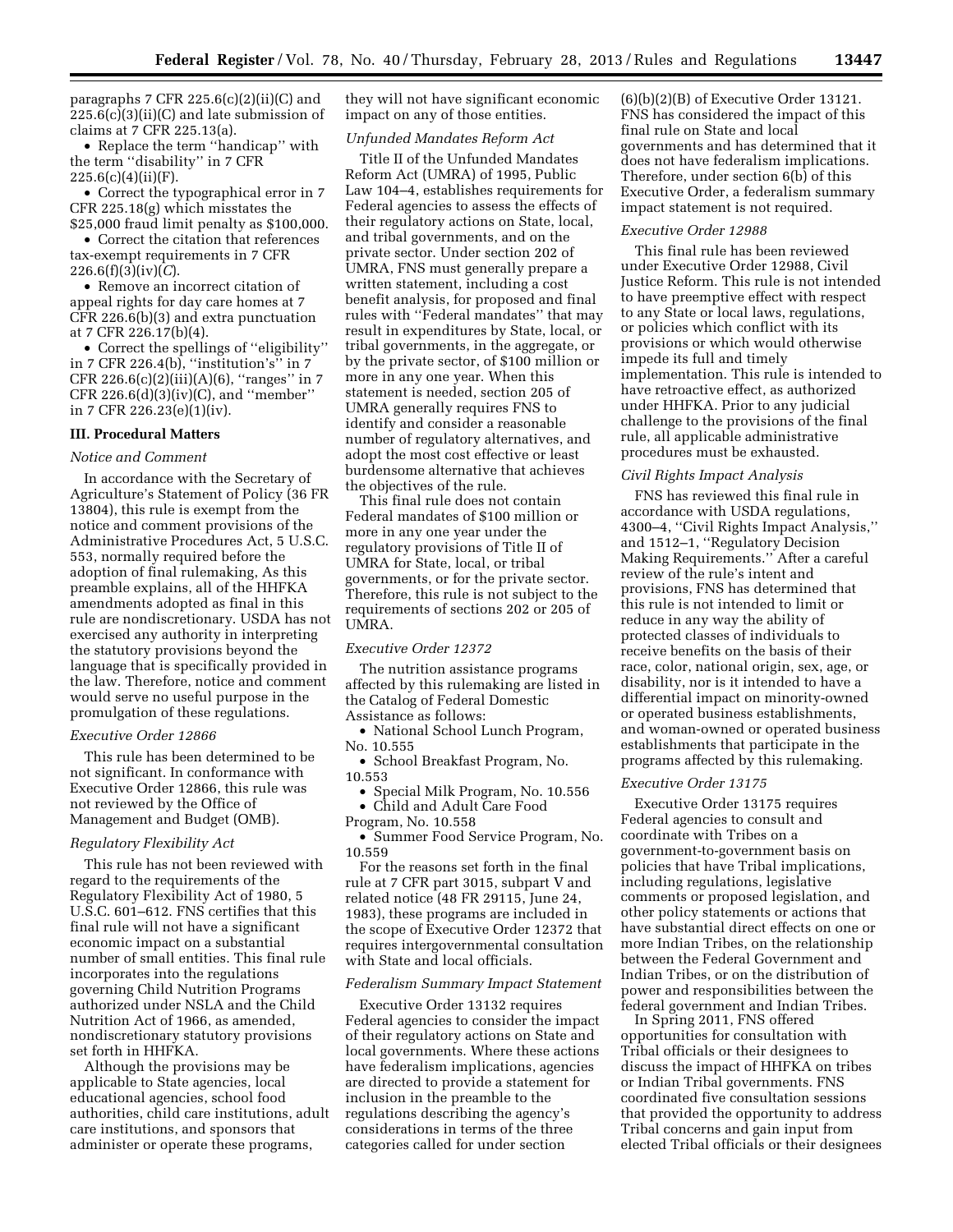paragraphs 7 CFR 225.6(c)(2)(ii)(C) and 225.6(c)(3)(ii)(C) and late submission of claims at 7 CFR 225.13(a).

- Replace the term ''handicap'' with the term ''disability'' in 7 CFR 225.6(c)(4)(ii)(F).
- Correct the typographical error in 7 CFR 225.18(g) which misstates the $25,000 fraud limit penalty as $100,000.
- Correct the citation that references tax-exempt requirements in 7 CFR 226.6(f)(3)(iv)(*C*).
- Remove an incorrect citation of appeal rights for day care homes at 7 CFR 226.6(b)(3) and extra punctuation at 7 CFR 226.17(b)(4).
- Correct the spellings of ''eligibility'' in 7 CFR 226.4(b), ''institution's'' in 7 CFR 226.6(c)(2)(iii)(A)(6), ''ranges'' in 7 CFR 226.6(d)(3)(iv)(C), and ''member'' in 7 CFR 226.23(e)(1)(iv).

### III. Procedural Matters

*Notice and Comment*

In accordance with the Secretary of Agriculture's Statement of Policy (36 FR 13804), this rule is exempt from the notice and comment provisions of the Administrative Procedures Act, 5 U.S.C. 553, normally required before the adoption of final rulemaking, As this preamble explains, all of the HHFKA amendments adopted as final in this rule are nondiscretionary. USDA has not exercised any authority in interpreting the statutory provisions beyond the language that is specifically provided in the law. Therefore, notice and comment would serve no useful purpose in the promulgation of these regulations.

*Executive Order 12866*

This rule has been determined to be not significant. In conformance with Executive Order 12866, this rule was not reviewed by the Office of Management and Budget (OMB).

*Regulatory Flexibility Act*

This rule has not been reviewed with regard to the requirements of the Regulatory Flexibility Act of 1980, 5 U.S.C. 601–612. FNS certifies that this final rule will not have a significant economic impact on a substantial number of small entities. This final rule incorporates into the regulations governing Child Nutrition Programs authorized under NSLA and the Child Nutrition Act of 1966, as amended, nondiscretionary statutory provisions set forth in HHFKA.

Although the provisions may be applicable to State agencies, local educational agencies, school food authorities, child care institutions, adult care institutions, and sponsors that administer or operate these programs, they will not have significant economic impact on any of those entities.

*Unfunded Mandates Reform Act*

Title II of the Unfunded Mandates Reform Act (UMRA) of 1995, Public Law 104–4, establishes requirements for Federal agencies to assess the effects of their regulatory actions on State, local, and tribal governments, and on the private sector. Under section 202 of UMRA, FNS must generally prepare a written statement, including a cost benefit analysis, for proposed and final rules with ''Federal mandates'' that may result in expenditures by State, local, or tribal governments, in the aggregate, or by the private sector, of $100 million or more in any one year. When this statement is needed, section 205 of UMRA generally requires FNS to identify and consider a reasonable number of regulatory alternatives, and adopt the most cost effective or least burdensome alternative that achieves the objectives of the rule.

This final rule does not contain Federal mandates of $100 million or more in any one year under the regulatory provisions of Title II of UMRA for State, local, or tribal governments, or for the private sector. Therefore, this rule is not subject to the requirements of sections 202 or 205 of UMRA.

*Executive Order 12372*

The nutrition assistance programs affected by this rulemaking are listed in the Catalog of Federal Domestic Assistance as follows:

- National School Lunch Program, No. 10.555
- School Breakfast Program, No. 10.553
- Special Milk Program, No. 10.556
- Child and Adult Care Food Program, No. 10.558
- Summer Food Service Program, No. 10.559

For the reasons set forth in the final rule at 7 CFR part 3015, subpart V and related notice (48 FR 29115, June 24, 1983), these programs are included in the scope of Executive Order 12372 that requires intergovernmental consultation with State and local officials.

*Federalism Summary Impact Statement*

Executive Order 13132 requires Federal agencies to consider the impact of their regulatory actions on State and local governments. Where these actions have federalism implications, agencies are directed to provide a statement for inclusion in the preamble to the regulations describing the agency's considerations in terms of the three categories called for under section (6)(b)(2)(B) of Executive Order 13121. FNS has considered the impact of this final rule on State and local governments and has determined that it does not have federalism implications. Therefore, under section 6(b) of this Executive Order, a federalism summary impact statement is not required.

*Executive Order 12988*

This final rule has been reviewed under Executive Order 12988, Civil Justice Reform. This rule is not intended to have preemptive effect with respect to any State or local laws, regulations, or policies which conflict with its provisions or which would otherwise impede its full and timely implementation. This rule is intended to have retroactive effect, as authorized under HHFKA. Prior to any judicial challenge to the provisions of the final rule, all applicable administrative procedures must be exhausted.

*Civil Rights Impact Analysis*

FNS has reviewed this final rule in accordance with USDA regulations, 4300–4, ''Civil Rights Impact Analysis,'' and 1512–1, ''Regulatory Decision Making Requirements.'' After a careful review of the rule's intent and provisions, FNS has determined that this rule is not intended to limit or reduce in any way the ability of protected classes of individuals to receive benefits on the basis of their race, color, national origin, sex, age, or disability, nor is it intended to have a differential impact on minority-owned or operated business establishments, and woman-owned or operated business establishments that participate in the programs affected by this rulemaking.

*Executive Order 13175*

Executive Order 13175 requires Federal agencies to consult and coordinate with Tribes on a government-to-government basis on policies that have Tribal implications, including regulations, legislative comments or proposed legislation, and other policy statements or actions that have substantial direct effects on one or more Indian Tribes, on the relationship between the Federal Government and Indian Tribes, or on the distribution of power and responsibilities between the federal government and Indian Tribes.

In Spring 2011, FNS offered opportunities for consultation with Tribal officials or their designees to discuss the impact of HHFKA on tribes or Indian Tribal governments. FNS coordinated five consultation sessions that provided the opportunity to address Tribal concerns and gain input from elected Tribal officials or their designees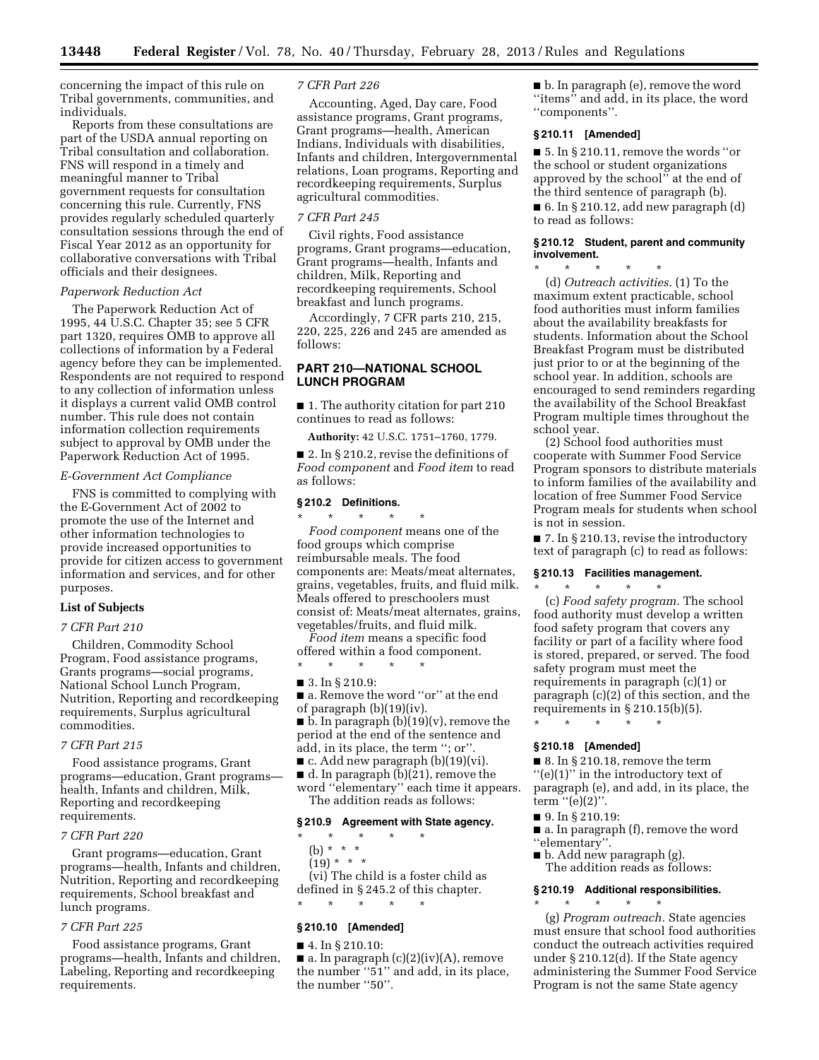concerning the impact of this rule on Tribal governments, communities, and individuals.

Reports from these consultations are part of the USDA annual reporting on Tribal consultation and collaboration. FNS will respond in a timely and meaningful manner to Tribal government requests for consultation concerning this rule. Currently, FNS provides regularly scheduled quarterly consultation sessions through the end of Fiscal Year 2012 as an opportunity for collaborative conversations with Tribal officials and their designees.

*Paperwork Reduction Act*

The Paperwork Reduction Act of 1995, 44 U.S.C. Chapter 35; see 5 CFR part 1320, requires OMB to approve all collections of information by a Federal agency before they can be implemented. Respondents are not required to respond to any collection of information unless it displays a current valid OMB control number. This rule does not contain information collection requirements subject to approval by OMB under the Paperwork Reduction Act of 1995.

*E-Government Act Compliance*

FNS is committed to complying with the E-Government Act of 2002 to promote the use of the Internet and other information technologies to provide increased opportunities to provide for citizen access to government information and services, and for other purposes.

**List of Subjects**

*7 CFR Part 210*

Children, Commodity School Program, Food assistance programs, Grants programs—social programs, National School Lunch Program, Nutrition, Reporting and recordkeeping requirements, Surplus agricultural commodities.

*7 CFR Part 215*

Food assistance programs, Grant programs—education, Grant programs—health, Infants and children, Milk, Reporting and recordkeeping requirements.

*7 CFR Part 220*

Grant programs—education, Grant programs—health, Infants and children, Nutrition, Reporting and recordkeeping requirements, School breakfast and lunch programs.

*7 CFR Part 225*

Food assistance programs, Grant programs—health, Infants and children, Labeling, Reporting and recordkeeping requirements.

*7 CFR Part 226*

Accounting, Aged, Day care, Food assistance programs, Grant programs, Grant programs—health, American Indians, Individuals with disabilities, Infants and children, Intergovernmental relations, Loan programs, Reporting and recordkeeping requirements, Surplus agricultural commodities.

*7 CFR Part 245*

Civil rights, Food assistance programs, Grant programs—education, Grant programs—health, Infants and children, Milk, Reporting and recordkeeping requirements, School breakfast and lunch programs.

Accordingly, 7 CFR parts 210, 215, 220, 225, 226 and 245 are amended as follows:

## PART 210—NATIONAL SCHOOL LUNCH PROGRAM

■ 1. The authority citation for part 210 continues to read as follows:

**Authority:** 42 U.S.C. 1751–1760, 1779.

■ 2. In § 210.2, revise the definitions of *Food component* and *Food item* to read as follows:

### § 210.2 Definitions.

\* \* \* \* \*

*Food component* means one of the food groups which comprise reimbursable meals. The food components are: Meats/meat alternates, grains, vegetables, fruits, and fluid milk. Meals offered to preschoolers must consist of: Meats/meat alternates, grains, vegetables/fruits, and fluid milk.

*Food item* means a specific food offered within a food component.

\* \* \* \* \*

■ 3. In § 210.9:

■ a. Remove the word "or" at the end of paragraph (b)(19)(iv).

■ b. In paragraph (b)(19)(v), remove the period at the end of the sentence and add, in its place, the term "; or".

■ c. Add new paragraph (b)(19)(vi).

■ d. In paragraph (b)(21), remove the word "elementary" each time it appears.

The addition reads as follows:

### § 210.9 Agreement with State agency.

\* \* \* \* \*

(b) \* \* \*

(19) \* \* \*

(vi) The child is a foster child as defined in § 245.2 of this chapter.

\* \* \* \* \*

### § 210.10 [Amended]

■ 4. In § 210.10:

■ a. In paragraph (c)(2)(iv)(A), remove the number "51" and add, in its place, the number "50".

■ b. In paragraph (e), remove the word "items" and add, in its place, the word "components".

### § 210.11 [Amended]

■ 5. In § 210.11, remove the words "or the school or student organizations approved by the school" at the end of the third sentence of paragraph (b).

■ 6. In § 210.12, add new paragraph (d) to read as follows:

### § 210.12 Student, parent and community involvement.

\* \* \* \* \*

(d) *Outreach activities.* (1) To the maximum extent practicable, school food authorities must inform families about the availability breakfasts for students. Information about the School Breakfast Program must be distributed just prior to or at the beginning of the school year. In addition, schools are encouraged to send reminders regarding the availability of the School Breakfast Program multiple times throughout the school year.

(2) School food authorities must cooperate with Summer Food Service Program sponsors to distribute materials to inform families of the availability and location of free Summer Food Service Program meals for students when school is not in session.

■ 7. In § 210.13, revise the introductory text of paragraph (c) to read as follows:

### § 210.13 Facilities management.

\* \* \* \* \*

(c) *Food safety program.* The school food authority must develop a written food safety program that covers any facility or part of a facility where food is stored, prepared, or served. The food safety program must meet the requirements in paragraph (c)(1) or paragraph (c)(2) of this section, and the requirements in § 210.15(b)(5).

\* \* \* \* \*

### § 210.18 [Amended]

■ 8. In § 210.18, remove the term "(e)(1)" in the introductory text of paragraph (e), and add, in its place, the term "(e)(2)".

■ 9. In § 210.19:

■ a. In paragraph (f), remove the word "elementary".

■ b. Add new paragraph (g).

The addition reads as follows:

### § 210.19 Additional responsibilities.

\* \* \* \* \*

(g) *Program outreach.* State agencies must ensure that school food authorities conduct the outreach activities required under § 210.12(d). If the State agency administering the Summer Food Service Program is not the same State agency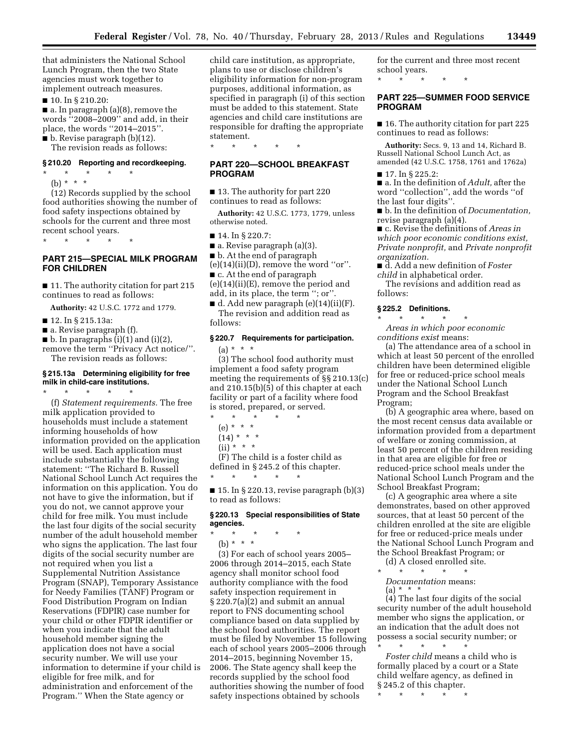that administers the National School Lunch Program, then the two State agencies must work together to implement outreach measures.

■ 10. In § 210.20:

■ a. In paragraph (a)(8), remove the words "2008–2009" and add, in their place, the words "2014–2015".

■ b. Revise paragraph (b)(12).

The revision reads as follows:

### § 210.20 Reporting and recordkeeping.

\* \* \* \* \*

(b) \* \* \*

(12) Records supplied by the school food authorities showing the number of food safety inspections obtained by schools for the current and three most recent school years.

\* \* \* \* \*

## PART 215—SPECIAL MILK PROGRAM FOR CHILDREN

■ 11. The authority citation for part 215 continues to read as follows:

**Authority:** 42 U.S.C. 1772 and 1779.

■ 12. In § 215.13a:

■ a. Revise paragraph (f).

■ b. In paragraphs (i)(1) and (i)(2), remove the term "Privacy Act notice/".

The revision reads as follows:

### § 215.13a Determining eligibility for free milk in child-care institutions.

\* \* \* \* \*

(f) *Statement requirements.* The free milk application provided to households must include a statement informing households of how information provided on the application will be used. Each application must include substantially the following statement: "The Richard B. Russell National School Lunch Act requires the information on this application. You do not have to give the information, but if you do not, we cannot approve your child for free milk. You must include the last four digits of the social security number of the adult household member who signs the application. The last four digits of the social security number are not required when you list a Supplemental Nutrition Assistance Program (SNAP), Temporary Assistance for Needy Families (TANF) Program or Food Distribution Program on Indian Reservations (FDPIR) case number for your child or other FDPIR identifier or when you indicate that the adult household member signing the application does not have a social security number. We will use your information to determine if your child is eligible for free milk, and for administration and enforcement of the Program." When the State agency or child care institution, as appropriate, plans to use or disclose children's eligibility information for non-program purposes, additional information, as specified in paragraph (i) of this section must be added to this statement. State agencies and child care institutions are responsible for drafting the appropriate statement.

\* \* \* \* \*

## PART 220—SCHOOL BREAKFAST PROGRAM

■ 13. The authority for part 220 continues to read as follows:

**Authority:** 42 U.S.C. 1773, 1779, unless otherwise noted.

■ 14. In § 220.7:

■ a. Revise paragraph (a)(3).

■ b. At the end of paragraph (e)(14)(ii)(D), remove the word "or".

■ c. At the end of paragraph (e)(14)(ii)(E), remove the period and add, in its place, the term "; or".

■ d. Add new paragraph (e)(14)(ii)(F).

The revision and addition read as follows:

### § 220.7 Requirements for participation.

(a) \* \* \*

(3) The school food authority must implement a food safety program meeting the requirements of §§ 210.13(c) and 210.15(b)(5) of this chapter at each facility or part of a facility where food is stored, prepared, or served.

\* \* \* \* \*

(e) \* \* \*

(14) \* \* \*

(ii) \* \* \*

(F) The child is a foster child as defined in § 245.2 of this chapter.

\* \* \* \* \*

■ 15. In § 220.13, revise paragraph (b)(3) to read as follows:

### § 220.13 Special responsibilities of State agencies.

\* \* \* \* \*

(b) \* \* \*

(3) For each of school years 2005–2006 through 2014–2015, each State agency shall monitor school food authority compliance with the food safety inspection requirement in § 220.7(a)(2) and submit an annual report to FNS documenting school compliance based on data supplied by the school food authorities. The report must be filed by November 15 following each of school years 2005–2006 through 2014–2015, beginning November 15, 2006. The State agency shall keep the records supplied by the school food authorities showing the number of food safety inspections obtained by schools for the current and three most recent school years.

\* \* \* \* \*

## PART 225—SUMMER FOOD SERVICE PROGRAM

■ 16. The authority citation for part 225 continues to read as follows:

**Authority:** Secs. 9, 13 and 14, Richard B. Russell National School Lunch Act, as amended (42 U.S.C. 1758, 1761 and 1762a)

■ 17. In § 225.2:

■ a. In the definition of *Adult,* after the word "collection", add the words "of the last four digits".

■ b. In the definition of *Documentation,* revise paragraph (a)(4).

■ c. Revise the definitions of *Areas in which poor economic conditions exist, Private nonprofit,* and *Private nonprofit organization.*

■ d. Add a new definition of *Foster child* in alphabetical order.

The revisions and addition read as follows:

### § 225.2 Definitions.

\* \* \* \* \*

*Areas in which poor economic conditions exist* means:

(a) The attendance area of a school in which at least 50 percent of the enrolled children have been determined eligible for free or reduced-price school meals under the National School Lunch Program and the School Breakfast Program;

(b) A geographic area where, based on the most recent census data available or information provided from a department of welfare or zoning commission, at least 50 percent of the children residing in that area are eligible for free or reduced-price school meals under the National School Lunch Program and the School Breakfast Program;

(c) A geographic area where a site demonstrates, based on other approved sources, that at least 50 percent of the children enrolled at the site are eligible for free or reduced-price meals under the National School Lunch Program and the School Breakfast Program; or

(d) A closed enrolled site.

\* \* \* \* \*

*Documentation* means:

(a) \* \* \*

(4) The last four digits of the social security number of the adult household member who signs the application, or an indication that the adult does not possess a social security number; or

\* \* \* \* \*

*Foster child* means a child who is formally placed by a court or a State child welfare agency, as defined in § 245.2 of this chapter.

\* \* \* \* \*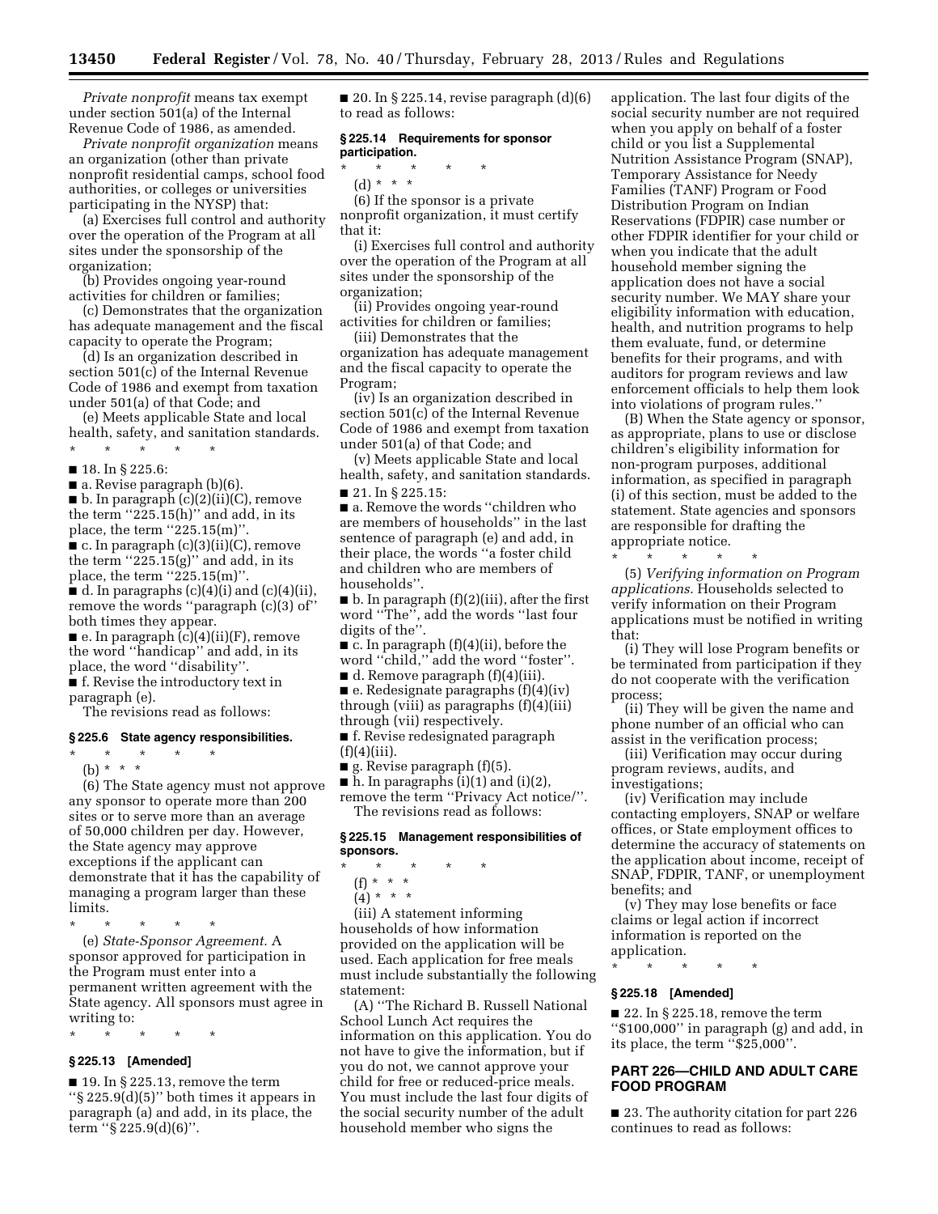*Private nonprofit* means tax exempt under section 501(a) of the Internal Revenue Code of 1986, as amended.

*Private nonprofit organization* means an organization (other than private nonprofit residential camps, school food authorities, or colleges or universities participating in the NYSP) that:

(a) Exercises full control and authority over the operation of the Program at all sites under the sponsorship of the organization;

(b) Provides ongoing year-round activities for children or families;

(c) Demonstrates that the organization has adequate management and the fiscal capacity to operate the Program;

(d) Is an organization described in section 501(c) of the Internal Revenue Code of 1986 and exempt from taxation under 501(a) of that Code; and

(e) Meets applicable State and local health, safety, and sanitation standards.

\* \* \* \* \*

■ 18. In § 225.6:

■ a. Revise paragraph (b)(6).

■ b. In paragraph (c)(2)(ii)(C), remove the term ''225.15(h)'' and add, in its place, the term ''225.15(m)''.

■ c. In paragraph (c)(3)(ii)(C), remove the term ''225.15(g)'' and add, in its place, the term ''225.15(m)''.

■ d. In paragraphs (c)(4)(i) and (c)(4)(ii), remove the words ''paragraph (c)(3) of'' both times they appear.

■ e. In paragraph (c)(4)(ii)(F), remove the word ''handicap'' and add, in its place, the word ''disability''.

■ f. Revise the introductory text in paragraph (e).

The revisions read as follows:

### § 225.6 State agency responsibilities.

\* \* \* \* \*

(b) \* \* \*

(6) The State agency must not approve any sponsor to operate more than 200 sites or to serve more than an average of 50,000 children per day. However, the State agency may approve exceptions if the applicant can demonstrate that it has the capability of managing a program larger than these limits.

\* \* \* \* \*

(e) *State-Sponsor Agreement.* A sponsor approved for participation in the Program must enter into a permanent written agreement with the State agency. All sponsors must agree in writing to:

\* \* \* \* \*

### § 225.13 [Amended]

■ 19. In § 225.13, remove the term ''§ 225.9(d)(5)'' both times it appears in paragraph (a) and add, in its place, the term ''§ 225.9(d)(6)''.

■ 20. In § 225.14, revise paragraph (d)(6) to read as follows:

### § 225.14 Requirements for sponsor participation.

\* \* \* \* \*

(d) \* \* \*

(6) If the sponsor is a private nonprofit organization, it must certify that it:

(i) Exercises full control and authority over the operation of the Program at all sites under the sponsorship of the organization;

(ii) Provides ongoing year-round activities for children or families;

(iii) Demonstrates that the organization has adequate management and the fiscal capacity to operate the Program;

(iv) Is an organization described in section 501(c) of the Internal Revenue Code of 1986 and exempt from taxation under 501(a) of that Code; and

(v) Meets applicable State and local health, safety, and sanitation standards.

■ 21. In § 225.15:

■ a. Remove the words ''children who are members of households'' in the last sentence of paragraph (e) and add, in their place, the words ''a foster child and children who are members of households''.

■ b. In paragraph (f)(2)(iii), after the first word ''The'', add the words ''last four digits of the''.

■ c. In paragraph (f)(4)(ii), before the word ''child,'' add the word ''foster''.

■ d. Remove paragraph (f)(4)(iii).

■ e. Redesignate paragraphs (f)(4)(iv) through (viii) as paragraphs (f)(4)(iii) through (vii) respectively.

■ f. Revise redesignated paragraph (f)(4)(iii).

■ g. Revise paragraph (f)(5).

■ h. In paragraphs (i)(1) and (i)(2), remove the term ''Privacy Act notice/''.

The revisions read as follows:

### § 225.15 Management responsibilities of sponsors.

\* \* \* \* \*

(f) \* \* \*

(4) \* \* \*

(iii) A statement informing households of how information provided on the application will be used. Each application for free meals must include substantially the following statement:

(A) ''The Richard B. Russell National School Lunch Act requires the information on this application. You do not have to give the information, but if you do not, we cannot approve your child for free or reduced-price meals. You must include the last four digits of the social security number of the adult household member who signs the application. The last four digits of the social security number are not required when you apply on behalf of a foster child or you list a Supplemental Nutrition Assistance Program (SNAP), Temporary Assistance for Needy Families (TANF) Program or Food Distribution Program on Indian Reservations (FDPIR) case number or other FDPIR identifier for your child or when you indicate that the adult household member signing the application does not have a social security number. We MAY share your eligibility information with education, health, and nutrition programs to help them evaluate, fund, or determine benefits for their programs, and with auditors for program reviews and law enforcement officials to help them look into violations of program rules.''

(B) When the State agency or sponsor, as appropriate, plans to use or disclose children's eligibility information for non-program purposes, additional information, as specified in paragraph (i) of this section, must be added to the statement. State agencies and sponsors are responsible for drafting the appropriate notice.

\* \* \* \* \*

(5) *Verifying information on Program applications.* Households selected to verify information on their Program applications must be notified in writing that:

(i) They will lose Program benefits or be terminated from participation if they do not cooperate with the verification process;

(ii) They will be given the name and phone number of an official who can assist in the verification process;

(iii) Verification may occur during program reviews, audits, and investigations;

(iv) Verification may include contacting employers, SNAP or welfare offices, or State employment offices to determine the accuracy of statements on the application about income, receipt of SNAP, FDPIR, TANF, or unemployment benefits; and

(v) They may lose benefits or face claims or legal action if incorrect information is reported on the application.

\* \* \* \* \*

### § 225.18 [Amended]

■ 22. In § 225.18, remove the term ''$100,000'' in paragraph (g) and add, in its place, the term ''$25,000''.

## PART 226—CHILD AND ADULT CARE FOOD PROGRAM

■ 23. The authority citation for part 226 continues to read as follows: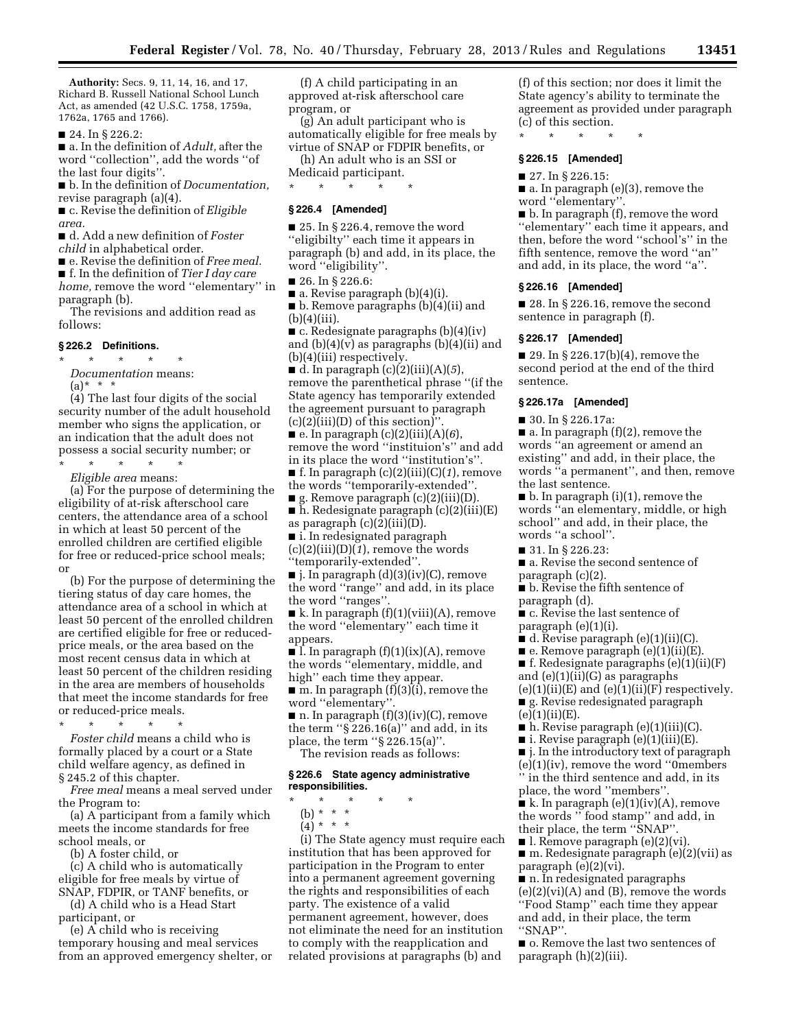**Authority:** Secs. 9, 11, 14, 16, and 17, Richard B. Russell National School Lunch Act, as amended (42 U.S.C. 1758, 1759a, 1762a, 1765 and 1766).

■ 24. In § 226.2:

■ a. In the definition of *Adult,* after the word ''collection'', add the words ''of the last four digits''.

■ b. In the definition of *Documentation,* revise paragraph (a)(4).

■ c. Revise the definition of *Eligible area.*

■ d. Add a new definition of *Foster child* in alphabetical order.

■ e. Revise the definition of *Free meal.*

■ f. In the definition of *Tier I day care home,* remove the word ''elementary'' in paragraph (b).

The revisions and addition read as follows:

### § 226.2 Definitions.

\* \* \* \* \*

*Documentation* means:

(a)\* \* \*

(4) The last four digits of the social security number of the adult household member who signs the application, or an indication that the adult does not possess a social security number; or

\* \* \* \* \*

*Eligible area* means:

(a) For the purpose of determining the eligibility of at-risk afterschool care centers, the attendance area of a school in which at least 50 percent of the enrolled children are certified eligible for free or reduced-price school meals; or

(b) For the purpose of determining the tiering status of day care homes, the attendance area of a school in which at least 50 percent of the enrolled children are certified eligible for free or reduced-price meals, or the area based on the most recent census data in which at least 50 percent of the children residing in the area are members of households that meet the income standards for free or reduced-price meals.

\* \* \* \* \*

*Foster child* means a child who is formally placed by a court or a State child welfare agency, as defined in § 245.2 of this chapter.

*Free meal* means a meal served under the Program to:

(a) A participant from a family which meets the income standards for free school meals, or

(b) A foster child, or

(c) A child who is automatically eligible for free meals by virtue of SNAP, FDPIR, or TANF benefits, or

(d) A child who is a Head Start participant, or

(e) A child who is receiving temporary housing and meal services from an approved emergency shelter, or

(f) A child participating in an approved at-risk afterschool care program, or

(g) An adult participant who is automatically eligible for free meals by virtue of SNAP or FDPIR benefits, or

(h) An adult who is an SSI or Medicaid participant.

\* \* \* \* \*

### § 226.4 [Amended]

■ 25. In § 226.4, remove the word ''eligibilty'' each time it appears in paragraph (b) and add, in its place, the word ''eligibility''.

■ 26. In § 226.6:

■ a. Revise paragraph (b)(4)(i).

■ b. Remove paragraphs (b)(4)(ii) and (b)(4)(iii).

■ c. Redesignate paragraphs (b)(4)(iv) and (b)(4)(v) as paragraphs (b)(4)(ii) and (b)(4)(iii) respectively.

■ d. In paragraph (c)(2)(iii)(A)(*5*), remove the parenthetical phrase ''(if the State agency has temporarily extended the agreement pursuant to paragraph (c)(2)(iii)(D) of this section)''.

■ e. In paragraph (c)(2)(iii)(A)(*6*), remove the word ''instituion's'' and add in its place the word ''institution's''.

■ f. In paragraph (c)(2)(iii)(C)(*1*), remove the words ''temporarily-extended''.

■ g. Remove paragraph (c)(2)(iii)(D).

■ h. Redesignate paragraph (c)(2)(iii)(E) as paragraph (c)(2)(iii)(D).

■ i. In redesignated paragraph (c)(2)(iii)(D)(*1*), remove the words ''temporarily-extended''.

■ j. In paragraph (d)(3)(iv)(C), remove the word ''range'' and add, in its place the word ''ranges''.

■ k. In paragraph (f)(1)(viii)(A), remove the word ''elementary'' each time it appears.

■ l. In paragraph (f)(1)(ix)(A), remove the words ''elementary, middle, and high'' each time they appear.

■ m. In paragraph (f)(3)(i), remove the word ''elementary''.

■ n. In paragraph (f)(3)(iv)(C), remove the term ''§ 226.16(a)'' and add, in its place, the term ''§ 226.15(a)''.

The revision reads as follows:

### § 226.6 State agency administrative responsibilities.

\* \* \* \* \*

(b) \* \* \*

(4) \* \* \*

(i) The State agency must require each institution that has been approved for participation in the Program to enter into a permanent agreement governing the rights and responsibilities of each party. The existence of a valid permanent agreement, however, does not eliminate the need for an institution to comply with the reapplication and related provisions at paragraphs (b) and (f) of this section; nor does it limit the State agency's ability to terminate the agreement as provided under paragraph (c) of this section.

\* \* \* \* \*

### § 226.15 [Amended]

■ 27. In § 226.15:

■ a. In paragraph (e)(3), remove the word ''elementary''.

■ b. In paragraph (f), remove the word ''elementary'' each time it appears, and then, before the word ''school's'' in the fifth sentence, remove the word ''an'' and add, in its place, the word ''a''.

### § 226.16 [Amended]

■ 28. In § 226.16, remove the second sentence in paragraph (f).

### § 226.17 [Amended]

■ 29. In § 226.17(b)(4), remove the second period at the end of the third sentence.

### § 226.17a [Amended]

■ 30. In § 226.17a:

■ a. In paragraph (f)(2), remove the words ''an agreement or amend an existing'' and add, in their place, the words ''a permanent'', and then, remove the last sentence.

■ b. In paragraph (i)(1), remove the words ''an elementary, middle, or high school'' and add, in their place, the words ''a school''.

■ 31. In § 226.23:

■ a. Revise the second sentence of paragraph (c)(2).

■ b. Revise the fifth sentence of paragraph (d).

■ c. Revise the last sentence of paragraph (e)(1)(i).

■ d. Revise paragraph (e)(1)(ii)(C).

■ e. Remove paragraph (e)(1)(ii)(E).

■ f. Redesignate paragraphs (e)(1)(ii)(F) and (e)(1)(ii)(G) as paragraphs (e)(1)(ii)(E) and (e)(1)(ii)(F) respectively.

■ g. Revise redesignated paragraph (e)(1)(ii)(E).

■ h. Revise paragraph (e)(1)(iii)(C).

■ i. Revise paragraph (e)(1)(iii)(E).

■ j. In the introductory text of paragraph (e)(1)(iv), remove the word ''0members '' in the third sentence and add, in its place, the word ''members''.

■ k. In paragraph (e)(1)(iv)(A), remove the words '' food stamp'' and add, in their place, the term ''SNAP''.

■ l. Remove paragraph (e)(2)(vi).

■ m. Redesignate paragraph (e)(2)(vii) as paragraph (e)(2)(vi).

■ n. In redesignated paragraphs (e)(2)(vi)(A) and (B), remove the words ''Food Stamp'' each time they appear and add, in their place, the term ''SNAP''.

■ o. Remove the last two sentences of paragraph (h)(2)(iii).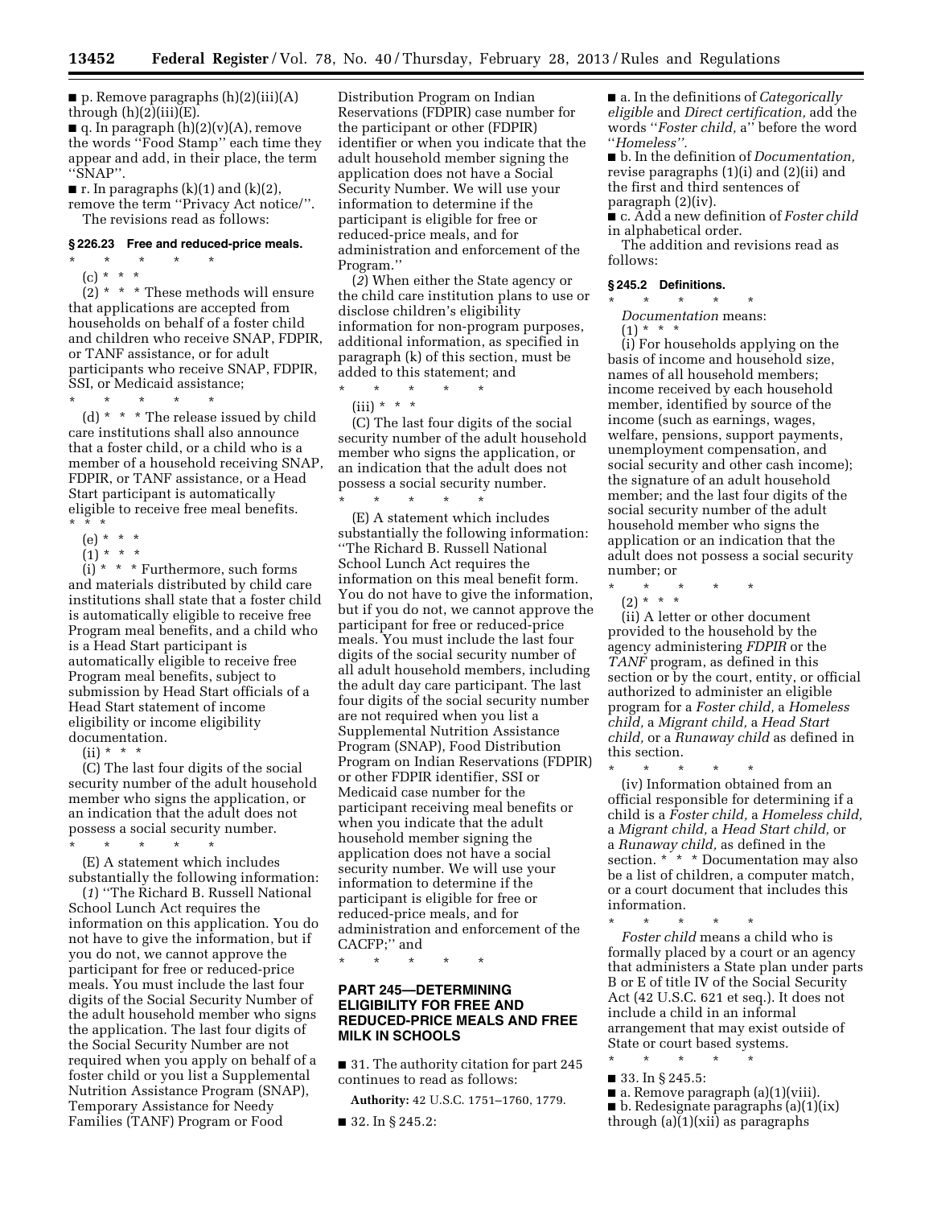■ p. Remove paragraphs (h)(2)(iii)(A) through (h)(2)(iii)(E).

■ q. In paragraph (h)(2)(v)(A), remove the words ''Food Stamp'' each time they appear and add, in their place, the term ''SNAP''.

■ r. In paragraphs (k)(1) and (k)(2), remove the term ''Privacy Act notice/''.

The revisions read as follows:

### § 226.23 Free and reduced-price meals.

\* \* \* \* \*

(c) \* \* \*

(2) \* \* \* These methods will ensure that applications are accepted from households on behalf of a foster child and children who receive SNAP, FDPIR, or TANF assistance, or for adult participants who receive SNAP, FDPIR, SSI, or Medicaid assistance;

\* \* \* \* \*

(d) \* \* \* The release issued by child care institutions shall also announce that a foster child, or a child who is a member of a household receiving SNAP, FDPIR, or TANF assistance, or a Head Start participant is automatically eligible to receive free meal benefits. \* \* \*

(e) \* \* \*

(1) \* \* \*

(i) \* \* \* Furthermore, such forms and materials distributed by child care institutions shall state that a foster child is automatically eligible to receive free Program meal benefits, and a child who is a Head Start participant is automatically eligible to receive free Program meal benefits, subject to submission by Head Start officials of a Head Start statement of income eligibility or income eligibility documentation.

(ii) \* \* \*

(C) The last four digits of the social security number of the adult household member who signs the application, or an indication that the adult does not possess a social security number.

\* \* \* \* \*

(E) A statement which includes substantially the following information:

(*1*) ''The Richard B. Russell National School Lunch Act requires the information on this application. You do not have to give the information, but if you do not, we cannot approve the participant for free or reduced-price meals. You must include the last four digits of the Social Security Number of the adult household member who signs the application. The last four digits of the Social Security Number are not required when you apply on behalf of a foster child or you list a Supplemental Nutrition Assistance Program (SNAP), Temporary Assistance for Needy Families (TANF) Program or Food Distribution Program on Indian Reservations (FDPIR) case number for the participant or other (FDPIR) identifier or when you indicate that the adult household member signing the application does not have a Social Security Number. We will use your information to determine if the participant is eligible for free or reduced-price meals, and for administration and enforcement of the Program.''

(*2*) When either the State agency or the child care institution plans to use or disclose children's eligibility information for non-program purposes, additional information, as specified in paragraph (k) of this section, must be added to this statement; and

\* \* \* \* \*

(iii) \* \* \*

(C) The last four digits of the social security number of the adult household member who signs the application, or an indication that the adult does not possess a social security number.

\* \* \* \* \*

(E) A statement which includes substantially the following information: ''The Richard B. Russell National School Lunch Act requires the information on this meal benefit form. You do not have to give the information, but if you do not, we cannot approve the participant for free or reduced-price meals. You must include the last four digits of the social security number of all adult household members, including the adult day care participant. The last four digits of the social security number are not required when you list a Supplemental Nutrition Assistance Program (SNAP), Food Distribution Program on Indian Reservations (FDPIR) or other FDPIR identifier, SSI or Medicaid case number for the participant receiving meal benefits or when you indicate that the adult household member signing the application does not have a social security number. We will use your information to determine if the participant is eligible for free or reduced-price meals, and for administration and enforcement of the CACFP;'' and

\* \* \* \* \*

## PART 245—DETERMINING ELIGIBILITY FOR FREE AND REDUCED-PRICE MEALS AND FREE MILK IN SCHOOLS

■ 31. The authority citation for part 245 continues to read as follows:

**Authority:** 42 U.S.C. 1751–1760, 1779.

■ 32. In § 245.2:

■ a. In the definitions of *Categorically eligible* and *Direct certification,* add the words ''*Foster child,* a'' before the word ''*Homeless''*.

■ b. In the definition of *Documentation,* revise paragraphs (1)(i) and (2)(ii) and the first and third sentences of paragraph (2)(iv).

■ c. Add a new definition of *Foster child* in alphabetical order.

The addition and revisions read as follows:

### § 245.2 Definitions.

\* \* \* \* \*

*Documentation* means:

(1) \* \* \*

(i) For households applying on the basis of income and household size, names of all household members; income received by each household member, identified by source of the income (such as earnings, wages, welfare, pensions, support payments, unemployment compensation, and social security and other cash income); the signature of an adult household member; and the last four digits of the social security number of the adult household member who signs the application or an indication that the adult does not possess a social security number; or

\* \* \* \* \*

(2) \* \* \*

(ii) A letter or other document provided to the household by the agency administering *FDPIR* or the *TANF* program, as defined in this section or by the court, entity, or official authorized to administer an eligible program for a *Foster child,* a *Homeless child,* a *Migrant child,* a *Head Start child,* or a *Runaway child* as defined in this section.

\* \* \* \* \*

(iv) Information obtained from an official responsible for determining if a child is a *Foster child,* a *Homeless child,* a *Migrant child,* a *Head Start child,* or a *Runaway child,* as defined in the section. \* \* \* Documentation may also be a list of children, a computer match, or a court document that includes this information.

\* \* \* \* \*

*Foster child* means a child who is formally placed by a court or an agency that administers a State plan under parts B or E of title IV of the Social Security Act (42 U.S.C. 621 et seq.). It does not include a child in an informal arrangement that may exist outside of State or court based systems.

\* \* \* \* \*

■ 33. In § 245.5:

■ a. Remove paragraph (a)(1)(viii).

■ b. Redesignate paragraphs (a)(1)(ix) through (a)(1)(xii) as paragraphs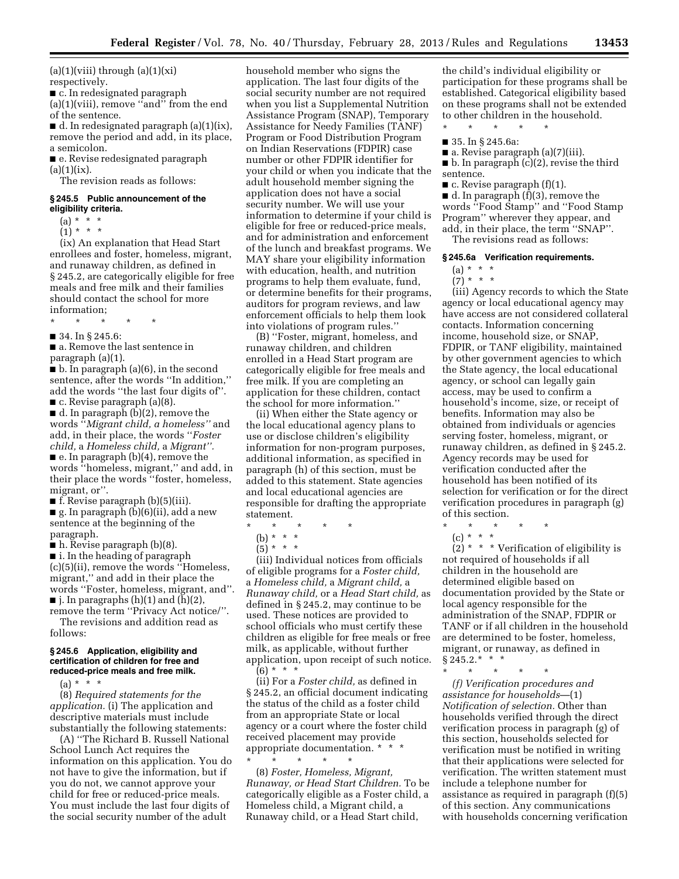(a)(1)(viii) through (a)(1)(xi) respectively.

■ c. In redesignated paragraph (a)(1)(viii), remove "and" from the end of the sentence.

■ d. In redesignated paragraph (a)(1)(ix), remove the period and add, in its place, a semicolon.

■ e. Revise redesignated paragraph (a)(1)(ix).

The revision reads as follows:

### § 245.5 Public announcement of the eligibility criteria.

(a) * * *

(1) * * *

(ix) An explanation that Head Start enrollees and foster, homeless, migrant, and runaway children, as defined in § 245.2, are categorically eligible for free meals and free milk and their families should contact the school for more information;

\* \* \* \* \*

■ 34. In § 245.6:

■ a. Remove the last sentence in paragraph (a)(1).

■ b. In paragraph (a)(6), in the second sentence, after the words "In addition," add the words "the last four digits of".

■ c. Revise paragraph (a)(8).

■ d. In paragraph (b)(2), remove the words "*Migrant child, a homeless"* and add, in their place, the words "*Foster child,* a *Homeless child,* a *Migrant".*

■ e. In paragraph (b)(4), remove the words "homeless, migrant," and add, in their place the words "foster, homeless, migrant, or".

■ f. Revise paragraph (b)(5)(iii).

■ g. In paragraph (b)(6)(ii), add a new sentence at the beginning of the paragraph.

■ h. Revise paragraph (b)(8).

■ i. In the heading of paragraph (c)(5)(ii), remove the words "Homeless, migrant," and add in their place the words "Foster, homeless, migrant, and".

■ j. In paragraphs (h)(1) and (h)(2), remove the term "Privacy Act notice/".

The revisions and addition read as follows:

### § 245.6 Application, eligibility and certification of children for free and reduced-price meals and free milk.

(a) * * *

(8) *Required statements for the application.* (i) The application and descriptive materials must include substantially the following statements:

(A) "The Richard B. Russell National School Lunch Act requires the information on this application. You do not have to give the information, but if you do not, we cannot approve your child for free or reduced-price meals. You must include the last four digits of the social security number of the adult household member who signs the application. The last four digits of the social security number are not required when you list a Supplemental Nutrition Assistance Program (SNAP), Temporary Assistance for Needy Families (TANF) Program or Food Distribution Program on Indian Reservations (FDPIR) case number or other FDPIR identifier for your child or when you indicate that the adult household member signing the application does not have a social security number. We will use your information to determine if your child is eligible for free or reduced-price meals, and for administration and enforcement of the lunch and breakfast programs. We MAY share your eligibility information with education, health, and nutrition programs to help them evaluate, fund, or determine benefits for their programs, auditors for program reviews, and law enforcement officials to help them look into violations of program rules."

(B) "Foster, migrant, homeless, and runaway children, and children enrolled in a Head Start program are categorically eligible for free meals and free milk. If you are completing an application for these children, contact the school for more information."

(ii) When either the State agency or the local educational agency plans to use or disclose children's eligibility information for non-program purposes, additional information, as specified in paragraph (h) of this section, must be added to this statement. State agencies and local educational agencies are responsible for drafting the appropriate statement.

\* \* \* \* \*

(b) * * *

(5) * * *

(iii) Individual notices from officials of eligible programs for a *Foster child,* a *Homeless child,* a *Migrant child,* a *Runaway child,* or a *Head Start child,* as defined in § 245.2, may continue to be used. These notices are provided to school officials who must certify these children as eligible for free meals or free milk, as applicable, without further application, upon receipt of such notice.

(6) * * *

(ii) For a *Foster child,* as defined in § 245.2, an official document indicating the status of the child as a foster child from an appropriate State or local agency or a court where the foster child received placement may provide appropriate documentation. * * *

\* \* \* \* \*

(8) *Foster, Homeless, Migrant, Runaway, or Head Start Children.* To be categorically eligible as a Foster child, a Homeless child, a Migrant child, a Runaway child, or a Head Start child, the child's individual eligibility or participation for these programs shall be established. Categorical eligibility based on these programs shall not be extended to other children in the household.

\* \* \* \* \*

■ 35. In § 245.6a:

■ a. Revise paragraph (a)(7)(iii).

■ b. In paragraph (c)(2), revise the third sentence.

■ c. Revise paragraph (f)(1).

■ d. In paragraph (f)(3), remove the words "Food Stamp" and "Food Stamp Program" wherever they appear, and add, in their place, the term "SNAP".

The revisions read as follows:

### § 245.6a Verification requirements.

(a) * * *

(7) * * *

(iii) Agency records to which the State agency or local educational agency may have access are not considered collateral contacts. Information concerning income, household size, or SNAP, FDPIR, or TANF eligibility, maintained by other government agencies to which the State agency, the local educational agency, or school can legally gain access, may be used to confirm a household's income, size, or receipt of benefits. Information may also be obtained from individuals or agencies serving foster, homeless, migrant, or runaway children, as defined in § 245.2. Agency records may be used for verification conducted after the household has been notified of its selection for verification or for the direct verification procedures in paragraph (g) of this section.

\* \* \* \* \*

(c) * * *

(2) * * * Verification of eligibility is not required of households if all children in the household are determined eligible based on documentation provided by the State or local agency responsible for the administration of the SNAP, FDPIR or TANF or if all children in the household are determined to be foster, homeless, migrant, or runaway, as defined in § 245.2.* * *

\* \* \* \* \*

*(f) Verification procedures and assistance for households*—(1) *Notification of selection.* Other than households verified through the direct verification process in paragraph (g) of this section, households selected for verification must be notified in writing that their applications were selected for verification. The written statement must include a telephone number for assistance as required in paragraph (f)(5) of this section. Any communications with households concerning verification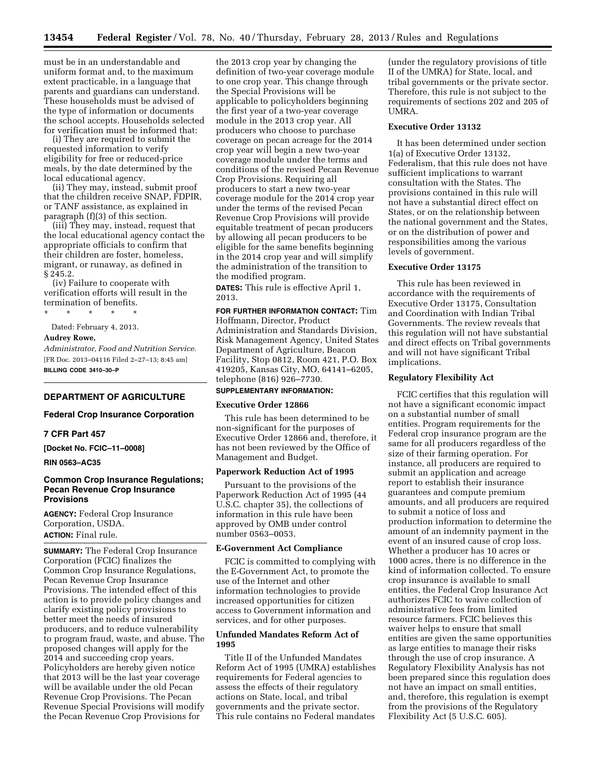must be in an understandable and uniform format and, to the maximum extent practicable, in a language that parents and guardians can understand. These households must be advised of the type of information or documents the school accepts. Households selected for verification must be informed that:

(i) They are required to submit the requested information to verify eligibility for free or reduced-price meals, by the date determined by the local educational agency.

(ii) They may, instead, submit proof that the children receive SNAP, FDPIR, or TANF assistance, as explained in paragraph (f)(3) of this section.

(iii) They may, instead, request that the local educational agency contact the appropriate officials to confirm that their children are foster, homeless, migrant, or runaway, as defined in § 245.2.

(iv) Failure to cooperate with verification efforts will result in the termination of benefits.

\* \* \* \* \*

Dated: February 4, 2013.

**Audrey Rowe,**

*Administrator, Food and Nutrition Service.*

[FR Doc. 2013–04116 Filed 2–27–13; 8:45 am]

**BILLING CODE 3410–30–P**

## DEPARTMENT OF AGRICULTURE

### Federal Crop Insurance Corporation

### 7 CFR Part 457

**[Docket No. FCIC–11–0008]**

**RIN 0563–AC35**

### Common Crop Insurance Regulations; Pecan Revenue Crop Insurance Provisions

**AGENCY:** Federal Crop Insurance Corporation, USDA.

**ACTION:** Final rule.

**SUMMARY:** The Federal Crop Insurance Corporation (FCIC) finalizes the Common Crop Insurance Regulations, Pecan Revenue Crop Insurance Provisions. The intended effect of this action is to provide policy changes and clarify existing policy provisions to better meet the needs of insured producers, and to reduce vulnerability to program fraud, waste, and abuse. The proposed changes will apply for the 2014 and succeeding crop years. Policyholders are hereby given notice that 2013 will be the last year coverage will be available under the old Pecan Revenue Crop Provisions. The Pecan Revenue Special Provisions will modify the Pecan Revenue Crop Provisions for the 2013 crop year by changing the definition of two-year coverage module to one crop year. This change through the Special Provisions will be applicable to policyholders beginning the first year of a two-year coverage module in the 2013 crop year. All producers who choose to purchase coverage on pecan acreage for the 2014 crop year will begin a new two-year coverage module under the terms and conditions of the revised Pecan Revenue Crop Provisions. Requiring all producers to start a new two-year coverage module for the 2014 crop year under the terms of the revised Pecan Revenue Crop Provisions will provide equitable treatment of pecan producers by allowing all pecan producers to be eligible for the same benefits beginning in the 2014 crop year and will simplify the administration of the transition to the modified program.

**DATES:** This rule is effective April 1, 2013.

**FOR FURTHER INFORMATION CONTACT:** Tim Hoffmann, Director, Product Administration and Standards Division, Risk Management Agency, United States Department of Agriculture, Beacon Facility, Stop 0812, Room 421, P.O. Box 419205, Kansas City, MO, 64141–6205, telephone (816) 926–7730.

**SUPPLEMENTARY INFORMATION:**

#### Executive Order 12866

This rule has been determined to be non-significant for the purposes of Executive Order 12866 and, therefore, it has not been reviewed by the Office of Management and Budget.

#### Paperwork Reduction Act of 1995

Pursuant to the provisions of the Paperwork Reduction Act of 1995 (44 U.S.C. chapter 35), the collections of information in this rule have been approved by OMB under control number 0563–0053.

#### E-Government Act Compliance

FCIC is committed to complying with the E-Government Act, to promote the use of the Internet and other information technologies to provide increased opportunities for citizen access to Government information and services, and for other purposes.

#### Unfunded Mandates Reform Act of 1995

Title II of the Unfunded Mandates Reform Act of 1995 (UMRA) establishes requirements for Federal agencies to assess the effects of their regulatory actions on State, local, and tribal governments and the private sector. This rule contains no Federal mandates (under the regulatory provisions of title II of the UMRA) for State, local, and tribal governments or the private sector. Therefore, this rule is not subject to the requirements of sections 202 and 205 of UMRA.

#### Executive Order 13132

It has been determined under section 1(a) of Executive Order 13132, Federalism, that this rule does not have sufficient implications to warrant consultation with the States. The provisions contained in this rule will not have a substantial direct effect on States, or on the relationship between the national government and the States, or on the distribution of power and responsibilities among the various levels of government.

#### Executive Order 13175

This rule has been reviewed in accordance with the requirements of Executive Order 13175, Consultation and Coordination with Indian Tribal Governments. The review reveals that this regulation will not have substantial and direct effects on Tribal governments and will not have significant Tribal implications.

#### Regulatory Flexibility Act

FCIC certifies that this regulation will not have a significant economic impact on a substantial number of small entities. Program requirements for the Federal crop insurance program are the same for all producers regardless of the size of their farming operation. For instance, all producers are required to submit an application and acreage report to establish their insurance guarantees and compute premium amounts, and all producers are required to submit a notice of loss and production information to determine the amount of an indemnity payment in the event of an insured cause of crop loss. Whether a producer has 10 acres or 1000 acres, there is no difference in the kind of information collected. To ensure crop insurance is available to small entities, the Federal Crop Insurance Act authorizes FCIC to waive collection of administrative fees from limited resource farmers. FCIC believes this waiver helps to ensure that small entities are given the same opportunities as large entities to manage their risks through the use of crop insurance. A Regulatory Flexibility Analysis has not been prepared since this regulation does not have an impact on small entities, and, therefore, this regulation is exempt from the provisions of the Regulatory Flexibility Act (5 U.S.C. 605).